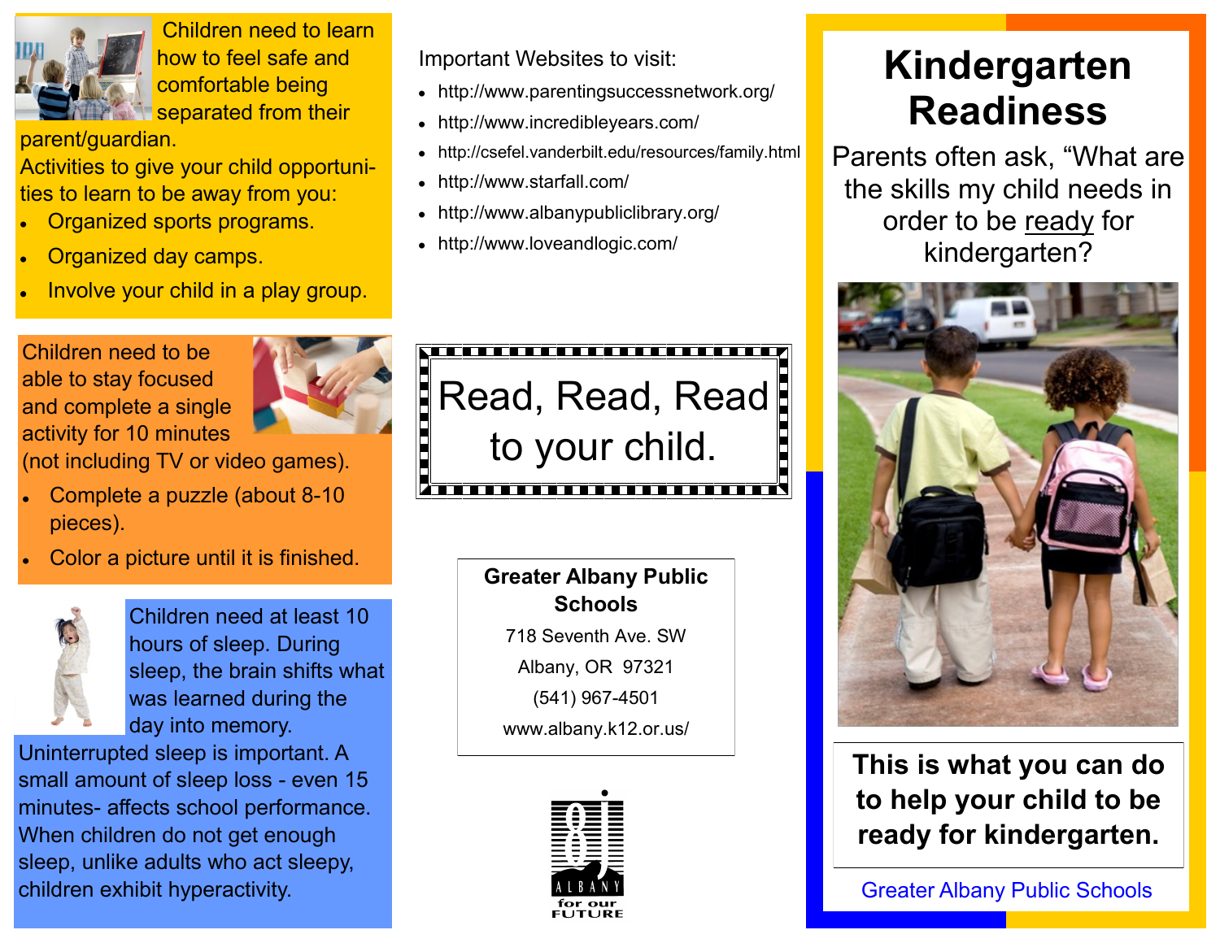Children need to learn how to feel safe and comfortable being separated from their parent/guardian.

Activities to give your child opportunities to learn to be away from you:

- Organized sports programs.
- Organized day camps.
- Involve your child in a play group.

Children need to be able to stay focused and complete a single activity for 10 minutes (not including TV or video games).

- Complete a puzzle (about 8-10 pieces).
- Color a picture until it is finished.

Children need at least 10 hours of sleep. During sleep, the brain shifts what was learned during the day into memory. Uninterrupted sleep is important. A small amount of sleep loss - even 15 minutes- affects school performance. When children do not get enough sleep, unlike adults who act sleepy, children exhibit hyperactivity.

Important Websites to visit:

- http://www.parentingsuccessnetwork.org/
- http://www.incredibleyears.com/
- http://csefel.vanderbilt.edu/resources/family.html
- http://www.starfall.com/
- http://www.albanypubliclibrary.org/
- http://www.loveandlogic.com/

Read, Read, Read to your child.

**Greater Albany Public Schools**

718 Seventh Ave. SW

Albany, OR 97321

(541) 967-4501

www.albany.k12.or.us/

8J ALBANY for our FUTURE

# Kindergarten Readiness

Parents often ask, "What are the skills my child needs in order to be ready for kindergarten?

**This is what you can do to help your child to be ready for kindergarten.**

Greater Albany Public Schools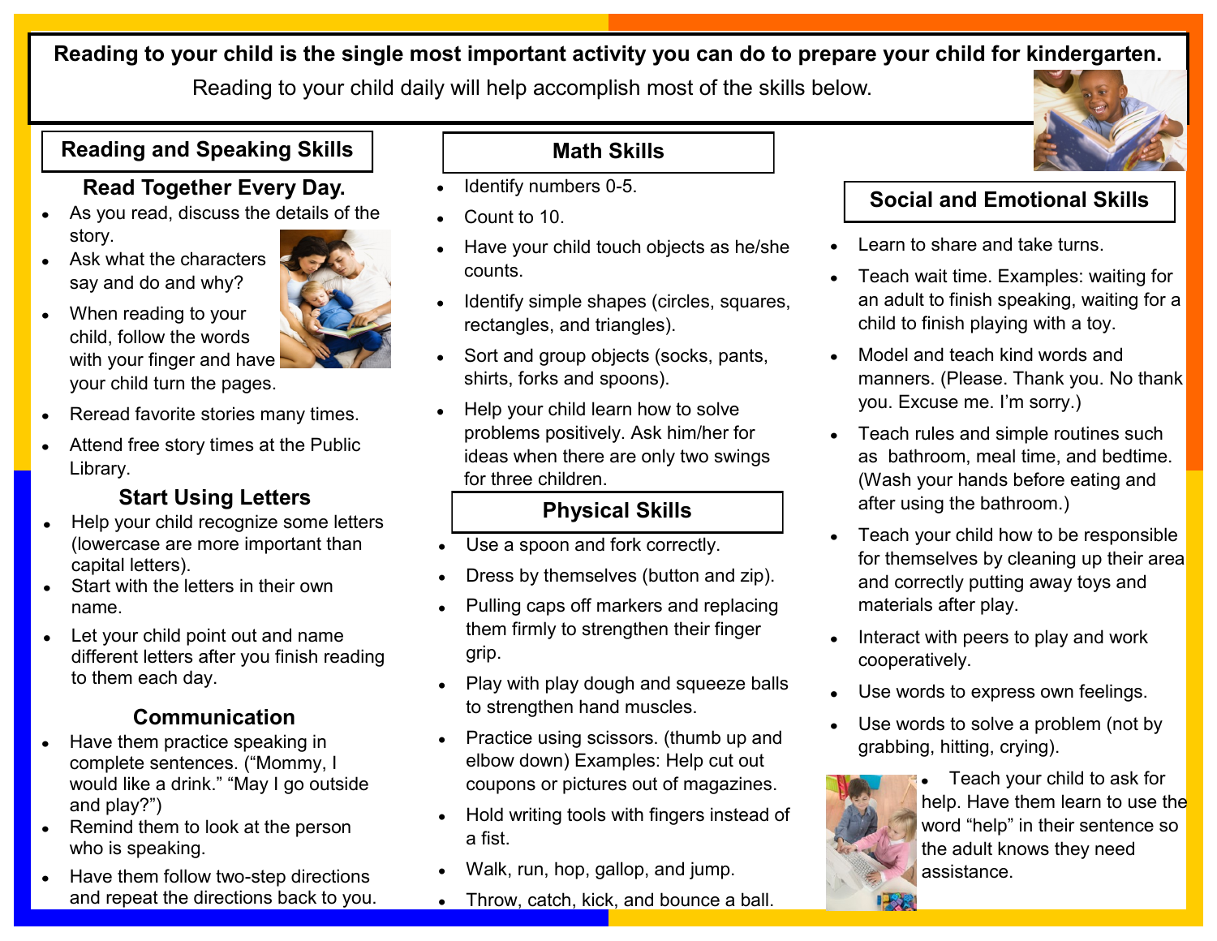**Reading to your child is the single most important activity you can do to prepare your child for kindergarten.**

Reading to your child daily will help accomplish most of the skills below.

## Reading and Speaking Skills

### Read Together Every Day.

- As you read, discuss the details of the story.
- Ask what the characters say and do and why?
- When reading to your child, follow the words with your finger and have your child turn the pages.
- Reread favorite stories many times.
- Attend free story times at the Public Library.

### Start Using Letters

- Help your child recognize some letters (lowercase are more important than capital letters).
- Start with the letters in their own name.
- Let your child point out and name different letters after you finish reading to them each day.

### Communication

- Have them practice speaking in complete sentences. (“Mommy, I would like a drink.” “May I go outside and play?”)
- Remind them to look at the person who is speaking.
- Have them follow two-step directions and repeat the directions back to you.

## Math Skills

- Identify numbers 0-5.
- Count to 10.
- Have your child touch objects as he/she counts.
- Identify simple shapes (circles, squares, rectangles, and triangles).
- Sort and group objects (socks, pants, shirts, forks and spoons).
- Help your child learn how to solve problems positively. Ask him/her for ideas when there are only two swings for three children.

## Physical Skills

- Use a spoon and fork correctly.
- Dress by themselves (button and zip).
- Pulling caps off markers and replacing them firmly to strengthen their finger grip.
- Play with play dough and squeeze balls to strengthen hand muscles.
- Practice using scissors. (thumb up and elbow down) Examples: Help cut out coupons or pictures out of magazines.
- Hold writing tools with fingers instead of a fist.
- Walk, run, hop, gallop, and jump.
- Throw, catch, kick, and bounce a ball.

## Social and Emotional Skills

- Learn to share and take turns.
- Teach wait time. Examples: waiting for an adult to finish speaking, waiting for a child to finish playing with a toy.
- Model and teach kind words and manners. (Please. Thank you. No thank you. Excuse me. I’m sorry.)
- Teach rules and simple routines such as bathroom, meal time, and bedtime. (Wash your hands before eating and after using the bathroom.)
- Teach your child how to be responsible for themselves by cleaning up their area and correctly putting away toys and materials after play.
- Interact with peers to play and work cooperatively.
- Use words to express own feelings.
- Use words to solve a problem (not by grabbing, hitting, crying).
- Teach your child to ask for help. Have them learn to use the word “help” in their sentence so the adult knows they need assistance.